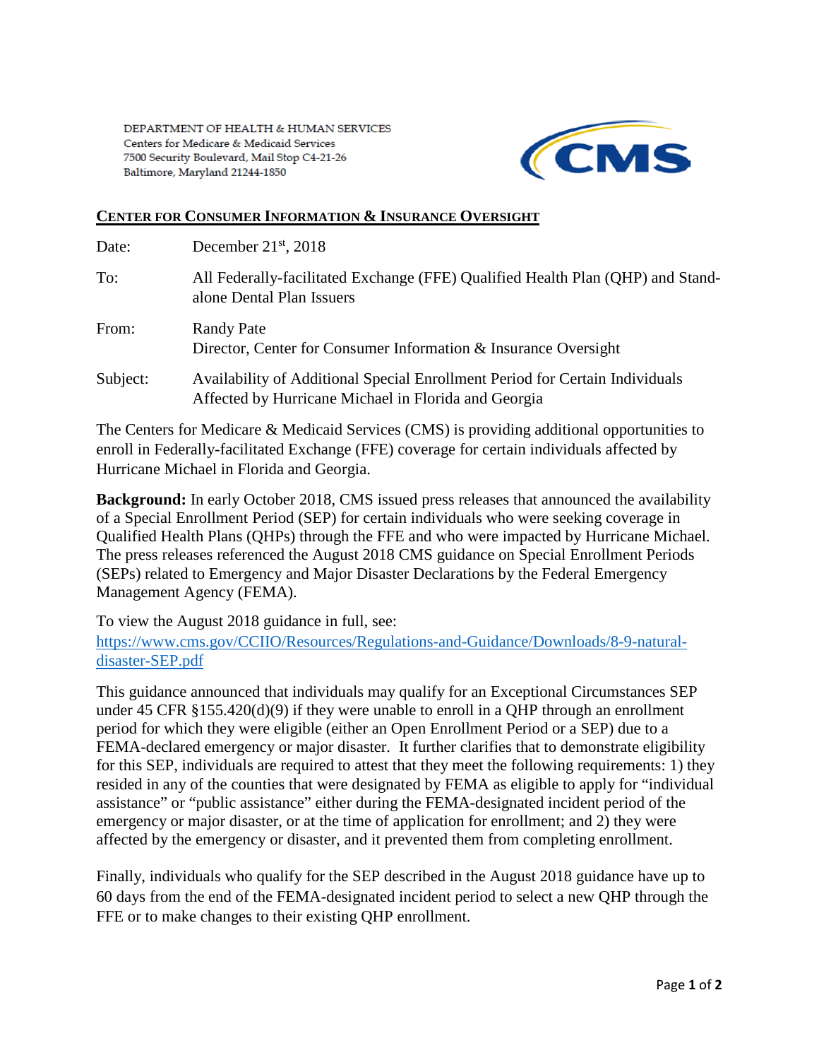DEPARTMENT OF HEALTH & HUMAN SERVICES
Centers for Medicare & Medicaid Services
7500 Security Boulevard, Mail Stop C4-21-26
Baltimore, Maryland 21244-1850

CMS

## CENTER FOR CONSUMER INFORMATION & INSURANCE OVERSIGHT

| | |
|---|---|
| Date: | December 21st, 2018 |
| To: | All Federally-facilitated Exchange (FFE) Qualified Health Plan (QHP) and Stand-alone Dental Plan Issuers |
| From: | Randy Pate<br>Director, Center for Consumer Information & Insurance Oversight |
| Subject: | Availability of Additional Special Enrollment Period for Certain Individuals Affected by Hurricane Michael in Florida and Georgia |

The Centers for Medicare & Medicaid Services (CMS) is providing additional opportunities to enroll in Federally-facilitated Exchange (FFE) coverage for certain individuals affected by Hurricane Michael in Florida and Georgia.

**Background:** In early October 2018, CMS issued press releases that announced the availability of a Special Enrollment Period (SEP) for certain individuals who were seeking coverage in Qualified Health Plans (QHPs) through the FFE and who were impacted by Hurricane Michael. The press releases referenced the August 2018 CMS guidance on Special Enrollment Periods (SEPs) related to Emergency and Major Disaster Declarations by the Federal Emergency Management Agency (FEMA).

To view the August 2018 guidance in full, see: https://www.cms.gov/CCIIO/Resources/Regulations-and-Guidance/Downloads/8-9-natural-disaster-SEP.pdf

This guidance announced that individuals may qualify for an Exceptional Circumstances SEP under 45 CFR §155.420(d)(9) if they were unable to enroll in a QHP through an enrollment period for which they were eligible (either an Open Enrollment Period or a SEP) due to a FEMA-declared emergency or major disaster. It further clarifies that to demonstrate eligibility for this SEP, individuals are required to attest that they meet the following requirements: 1) they resided in any of the counties that were designated by FEMA as eligible to apply for "individual assistance" or "public assistance" either during the FEMA-designated incident period of the emergency or major disaster, or at the time of application for enrollment; and 2) they were affected by the emergency or disaster, and it prevented them from completing enrollment.

Finally, individuals who qualify for the SEP described in the August 2018 guidance have up to 60 days from the end of the FEMA-designated incident period to select a new QHP through the FFE or to make changes to their existing QHP enrollment.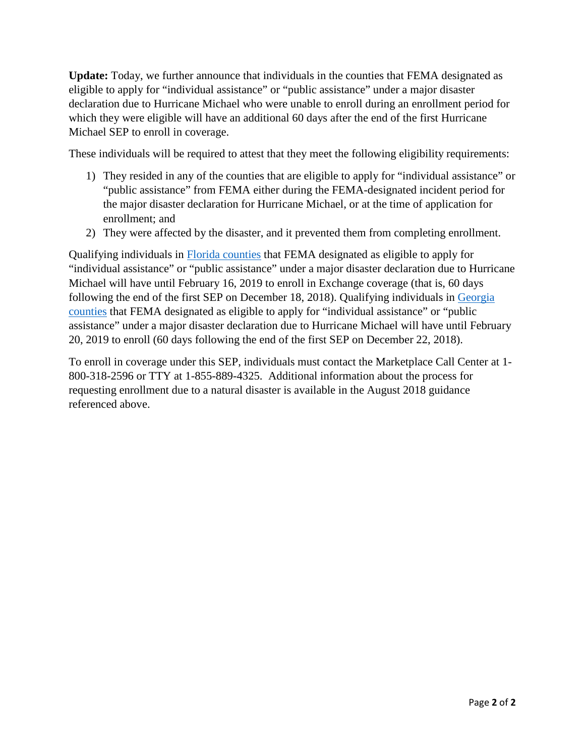**Update:** Today, we further announce that individuals in the counties that FEMA designated as eligible to apply for "individual assistance" or "public assistance" under a major disaster declaration due to Hurricane Michael who were unable to enroll during an enrollment period for which they were eligible will have an additional 60 days after the end of the first Hurricane Michael SEP to enroll in coverage.

These individuals will be required to attest that they meet the following eligibility requirements:

1) They resided in any of the counties that are eligible to apply for "individual assistance" or "public assistance" from FEMA either during the FEMA-designated incident period for the major disaster declaration for Hurricane Michael, or at the time of application for enrollment; and
2) They were affected by the disaster, and it prevented them from completing enrollment.

Qualifying individuals in Florida counties that FEMA designated as eligible to apply for "individual assistance" or "public assistance" under a major disaster declaration due to Hurricane Michael will have until February 16, 2019 to enroll in Exchange coverage (that is, 60 days following the end of the first SEP on December 18, 2018). Qualifying individuals in Georgia counties that FEMA designated as eligible to apply for "individual assistance" or "public assistance" under a major disaster declaration due to Hurricane Michael will have until February 20, 2019 to enroll (60 days following the end of the first SEP on December 22, 2018).

To enroll in coverage under this SEP, individuals must contact the Marketplace Call Center at 1-800-318-2596 or TTY at 1-855-889-4325. Additional information about the process for requesting enrollment due to a natural disaster is available in the August 2018 guidance referenced above.